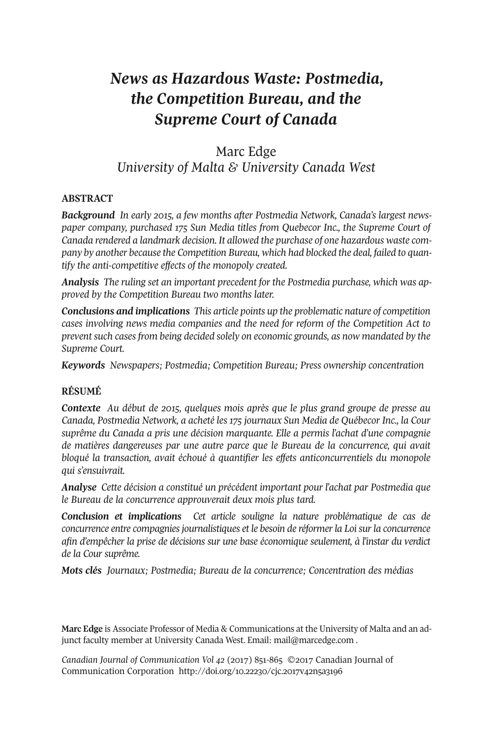# *News as Hazardous Waste: Postmedia, the Competition Bureau, and the Supreme Court of Canada*

Marc Edge
*University of Malta & University Canada West*

## ABSTRACT

***Background*** *In early 2015, a few months after Postmedia Network, Canada's largest newspaper company, purchased 175 Sun Media titles from Quebecor Inc., the Supreme Court of Canada rendered a landmark decision. It allowed the purchase of one hazardous waste company by another because the Competition Bureau, which had blocked the deal, failed to quantify the anti-competitive effects of the monopoly created.*

***Analysis*** *The ruling set an important precedent for the Postmedia purchase, which was approved by the Competition Bureau two months later.*

***Conclusions and implications*** *This article points up the problematic nature of competition cases involving news media companies and the need for reform of the Competition Act to prevent such cases from being decided solely on economic grounds, as now mandated by the Supreme Court.*

***Keywords*** *Newspapers; Postmedia; Competition Bureau; Press ownership concentration*

## RÉSUMÉ

***Contexte*** *Au début de 2015, quelques mois après que le plus grand groupe de presse au Canada, Postmedia Network, a acheté les 175 journaux Sun Media de Québecor Inc., la Cour suprême du Canada a pris une décision marquante. Elle a permis l'achat d'une compagnie de matières dangereuses par une autre parce que le Bureau de la concurrence, qui avait bloqué la transaction, avait échoué à quantifier les effets anticoncurrentiels du monopole qui s'ensuivrait.*

***Analyse*** *Cette décision a constitué un précédent important pour l'achat par Postmedia que le Bureau de la concurrence approuverait deux mois plus tard.*

***Conclusion et implications*** *Cet article souligne la nature problématique de cas de concurrence entre compagnies journalistiques et le besoin de réformer la Loi sur la concurrence afin d'empêcher la prise de décisions sur une base économique seulement, à l'instar du verdict de la Cour suprême.*

***Mots clés*** *Journaux; Postmedia; Bureau de la concurrence; Concentration des médias*

**Marc Edge** is Associate Professor of Media & Communications at the University of Malta and an adjunct faculty member at University Canada West. Email: mail@marcedge.com .

*Canadian Journal of Communication Vol 42* (2017) 851-865 ©2017 Canadian Journal of Communication Corporation http://doi.org/10.22230/cjc.2017v42n5a3196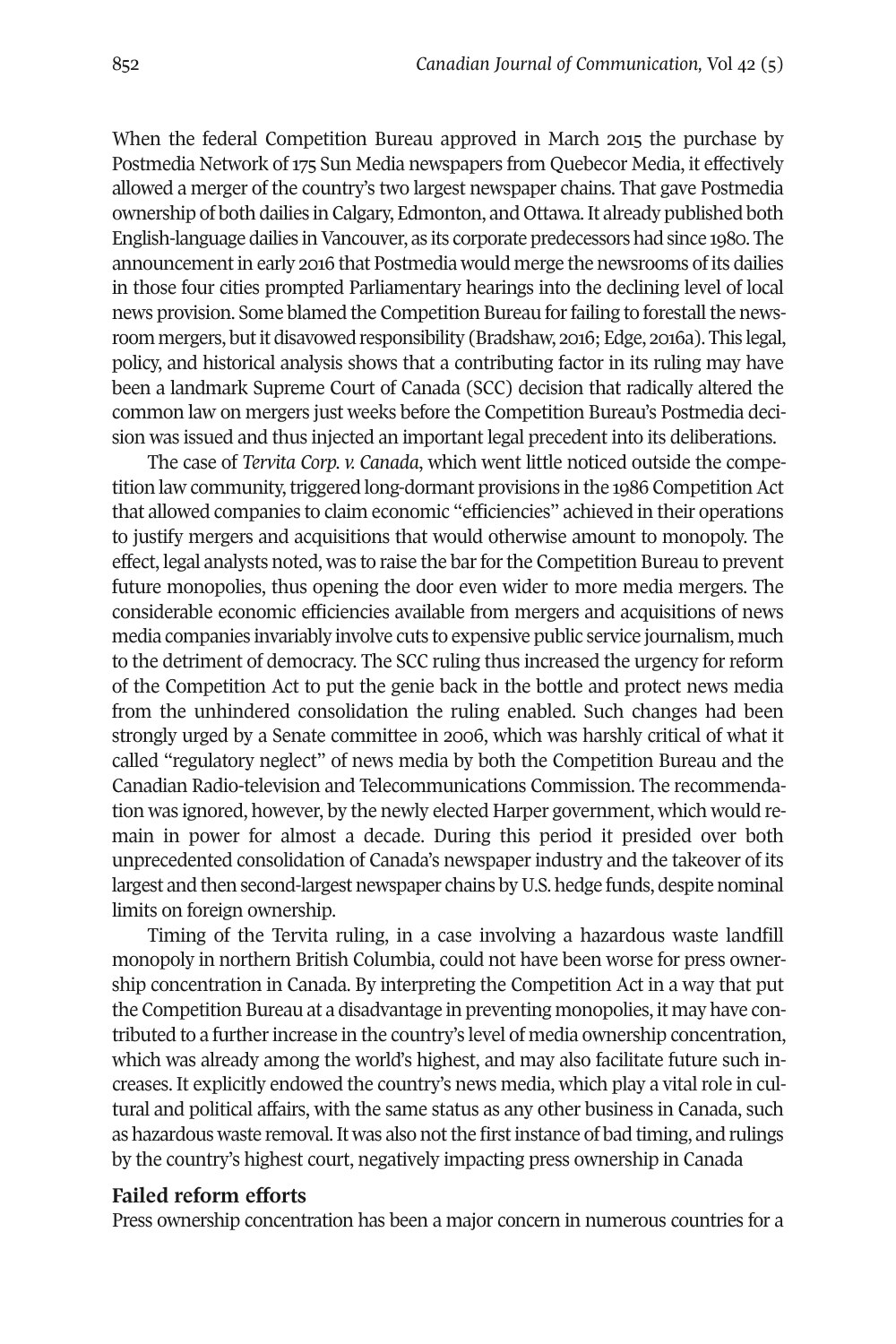When the federal Competition Bureau approved in March 2015 the purchase by Postmedia Network of 175 Sun Media newspapers from Quebecor Media, it effectively allowed a merger of the country's two largest newspaper chains. That gave Postmedia ownership of both dailies in Calgary, Edmonton, and Ottawa. It already published both English-language dailies in Vancouver, as its corporate predecessors had since 1980. The announcement in early 2016 that Postmedia would merge the newsrooms of its dailies in those four cities prompted Parliamentary hearings into the declining level of local news provision. Some blamed the Competition Bureau for failing to forestall the newsroom mergers, but it disavowed responsibility (Bradshaw, 2016; Edge, 2016a). This legal, policy, and historical analysis shows that a contributing factor in its ruling may have been a landmark Supreme Court of Canada (SCC) decision that radically altered the common law on mergers just weeks before the Competition Bureau's Postmedia decision was issued and thus injected an important legal precedent into its deliberations.

The case of *Tervita Corp. v. Canada*, which went little noticed outside the competition law community, triggered long-dormant provisions in the 1986 Competition Act that allowed companies to claim economic "efficiencies" achieved in their operations to justify mergers and acquisitions that would otherwise amount to monopoly. The effect, legal analysts noted, was to raise the bar for the Competition Bureau to prevent future monopolies, thus opening the door even wider to more media mergers. The considerable economic efficiencies available from mergers and acquisitions of news media companies invariably involve cuts to expensive public service journalism, much to the detriment of democracy. The SCC ruling thus increased the urgency for reform of the Competition Act to put the genie back in the bottle and protect news media from the unhindered consolidation the ruling enabled. Such changes had been strongly urged by a Senate committee in 2006, which was harshly critical of what it called "regulatory neglect" of news media by both the Competition Bureau and the Canadian Radio-television and Telecommunications Commission. The recommendation was ignored, however, by the newly elected Harper government, which would remain in power for almost a decade. During this period it presided over both unprecedented consolidation of Canada's newspaper industry and the takeover of its largest and then second-largest newspaper chains by U.S. hedge funds, despite nominal limits on foreign ownership.

Timing of the Tervita ruling, in a case involving a hazardous waste landfill monopoly in northern British Columbia, could not have been worse for press ownership concentration in Canada. By interpreting the Competition Act in a way that put the Competition Bureau at a disadvantage in preventing monopolies, it may have contributed to a further increase in the country's level of media ownership concentration, which was already among the world's highest, and may also facilitate future such increases. It explicitly endowed the country's news media, which play a vital role in cultural and political affairs, with the same status as any other business in Canada, such as hazardous waste removal. It was also not the first instance of bad timing, and rulings by the country's highest court, negatively impacting press ownership in Canada

## Failed reform efforts

Press ownership concentration has been a major concern in numerous countries for a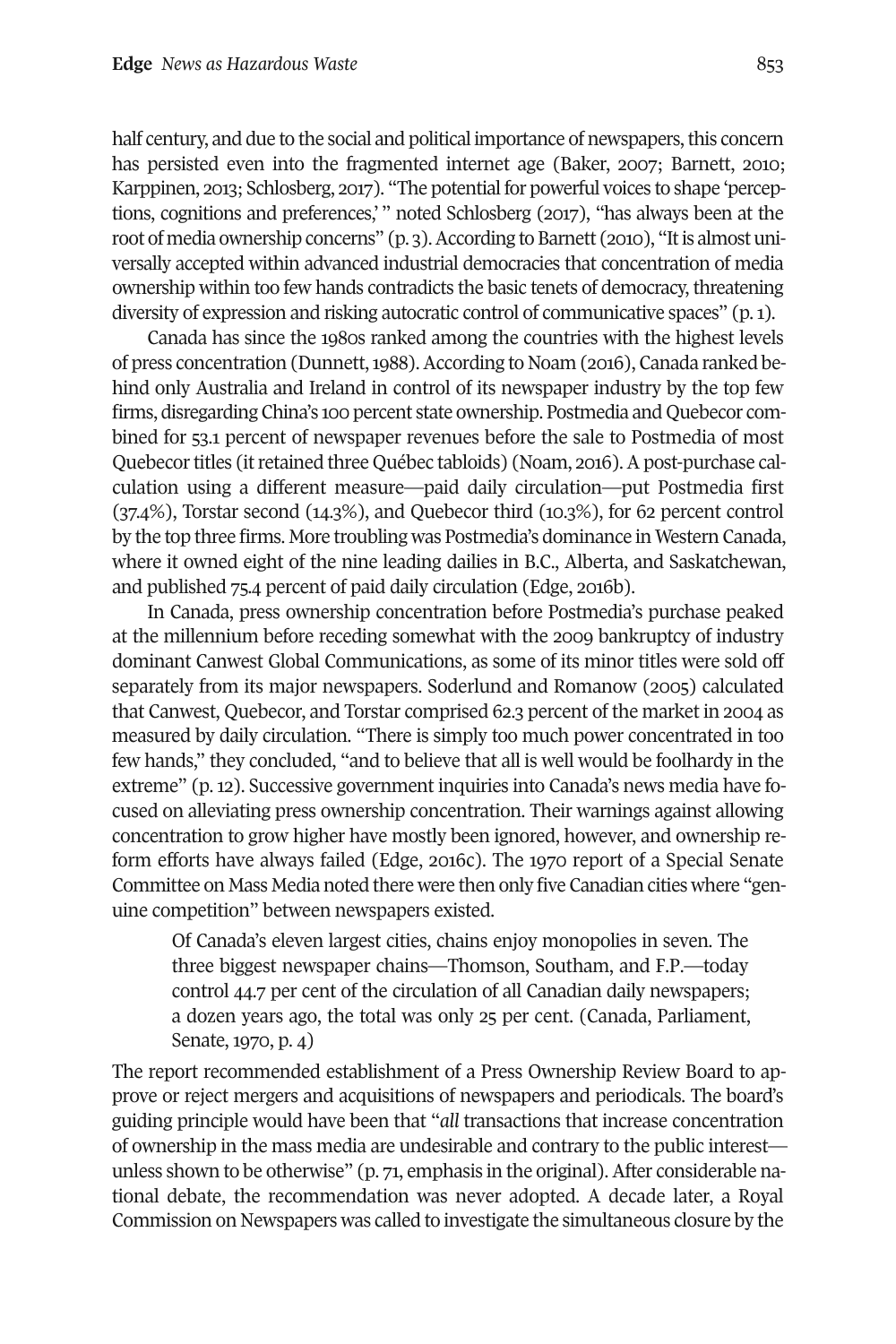half century, and due to the social and political importance of newspapers, this concern has persisted even into the fragmented internet age (Baker, 2007; Barnett, 2010; Karppinen, 2013; Schlosberg, 2017). "The potential for powerful voices to shape 'perceptions, cognitions and preferences,'" noted Schlosberg (2017), "has always been at the root of media ownership concerns" (p. 3). According to Barnett (2010), "It is almost universally accepted within advanced industrial democracies that concentration of media ownership within too few hands contradicts the basic tenets of democracy, threatening diversity of expression and risking autocratic control of communicative spaces" (p. 1).

Canada has since the 1980s ranked among the countries with the highest levels of press concentration (Dunnett, 1988). According to Noam (2016), Canada ranked behind only Australia and Ireland in control of its newspaper industry by the top few firms, disregarding China's 100 percent state ownership. Postmedia and Quebecor combined for 53.1 percent of newspaper revenues before the sale to Postmedia of most Quebecor titles (it retained three Québec tabloids) (Noam, 2016). A post-purchase calculation using a different measure—paid daily circulation—put Postmedia first (37.4%), Torstar second (14.3%), and Quebecor third (10.3%), for 62 percent control by the top three firms. More troubling was Postmedia's dominance in Western Canada, where it owned eight of the nine leading dailies in B.C., Alberta, and Saskatchewan, and published 75.4 percent of paid daily circulation (Edge, 2016b).

In Canada, press ownership concentration before Postmedia's purchase peaked at the millennium before receding somewhat with the 2009 bankruptcy of industry dominant Canwest Global Communications, as some of its minor titles were sold off separately from its major newspapers. Soderlund and Romanow (2005) calculated that Canwest, Quebecor, and Torstar comprised 62.3 percent of the market in 2004 as measured by daily circulation. "There is simply too much power concentrated in too few hands," they concluded, "and to believe that all is well would be foolhardy in the extreme" (p. 12). Successive government inquiries into Canada's news media have focused on alleviating press ownership concentration. Their warnings against allowing concentration to grow higher have mostly been ignored, however, and ownership reform efforts have always failed (Edge, 2016c). The 1970 report of a Special Senate Committee on Mass Media noted there were then only five Canadian cities where "genuine competition" between newspapers existed.

> Of Canada's eleven largest cities, chains enjoy monopolies in seven. The three biggest newspaper chains—Thomson, Southam, and F.P.—today control 44.7 per cent of the circulation of all Canadian daily newspapers; a dozen years ago, the total was only 25 per cent. (Canada, Parliament, Senate, 1970, p. 4)

The report recommended establishment of a Press Ownership Review Board to approve or reject mergers and acquisitions of newspapers and periodicals. The board's guiding principle would have been that "*all* transactions that increase concentration of ownership in the mass media are undesirable and contrary to the public interest—unless shown to be otherwise" (p. 71, emphasis in the original). After considerable national debate, the recommendation was never adopted. A decade later, a Royal Commission on Newspapers was called to investigate the simultaneous closure by the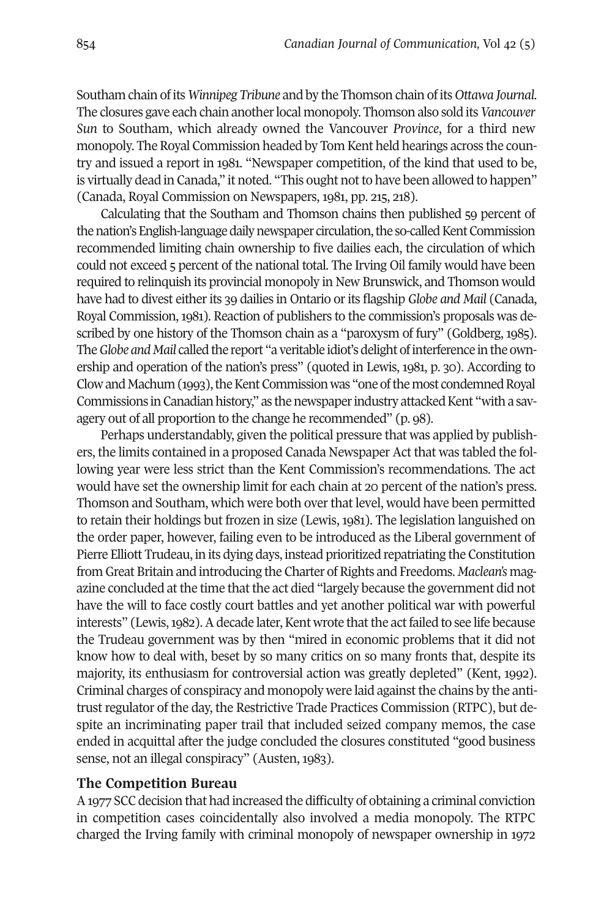Southam chain of its *Winnipeg Tribune* and by the Thomson chain of its *Ottawa Journal*. The closures gave each chain another local monopoly. Thomson also sold its *Vancouver Sun* to Southam, which already owned the Vancouver *Province*, for a third new monopoly. The Royal Commission headed by Tom Kent held hearings across the country and issued a report in 1981. "Newspaper competition, of the kind that used to be, is virtually dead in Canada," it noted. "This ought not to have been allowed to happen" (Canada, Royal Commission on Newspapers, 1981, pp. 215, 218).

Calculating that the Southam and Thomson chains then published 59 percent of the nation's English-language daily newspaper circulation, the so-called Kent Commission recommended limiting chain ownership to five dailies each, the circulation of which could not exceed 5 percent of the national total. The Irving Oil family would have been required to relinquish its provincial monopoly in New Brunswick, and Thomson would have had to divest either its 39 dailies in Ontario or its flagship *Globe and Mail* (Canada, Royal Commission, 1981). Reaction of publishers to the commission's proposals was described by one history of the Thomson chain as a "paroxysm of fury" (Goldberg, 1985). The *Globe and Mail* called the report "a veritable idiot's delight of interference in the ownership and operation of the nation's press" (quoted in Lewis, 1981, p. 30). According to Clow and Machum (1993), the Kent Commission was "one of the most condemned Royal Commissions in Canadian history," as the newspaper industry attacked Kent "with a savagery out of all proportion to the change he recommended" (p. 98).

Perhaps understandably, given the political pressure that was applied by publishers, the limits contained in a proposed Canada Newspaper Act that was tabled the following year were less strict than the Kent Commission's recommendations. The act would have set the ownership limit for each chain at 20 percent of the nation's press. Thomson and Southam, which were both over that level, would have been permitted to retain their holdings but frozen in size (Lewis, 1981). The legislation languished on the order paper, however, failing even to be introduced as the Liberal government of Pierre Elliott Trudeau, in its dying days, instead prioritized repatriating the Constitution from Great Britain and introducing the Charter of Rights and Freedoms. *Maclean's* magazine concluded at the time that the act died "largely because the government did not have the will to face costly court battles and yet another political war with powerful interests" (Lewis, 1982). A decade later, Kent wrote that the act failed to see life because the Trudeau government was by then "mired in economic problems that it did not know how to deal with, beset by so many critics on so many fronts that, despite its majority, its enthusiasm for controversial action was greatly depleted" (Kent, 1992). Criminal charges of conspiracy and monopoly were laid against the chains by the antitrust regulator of the day, the Restrictive Trade Practices Commission (RTPC), but despite an incriminating paper trail that included seized company memos, the case ended in acquittal after the judge concluded the closures constituted "good business sense, not an illegal conspiracy" (Austen, 1983).

## The Competition Bureau

A 1977 SCC decision that had increased the difficulty of obtaining a criminal conviction in competition cases coincidentally also involved a media monopoly. The RTPC charged the Irving family with criminal monopoly of newspaper ownership in 1972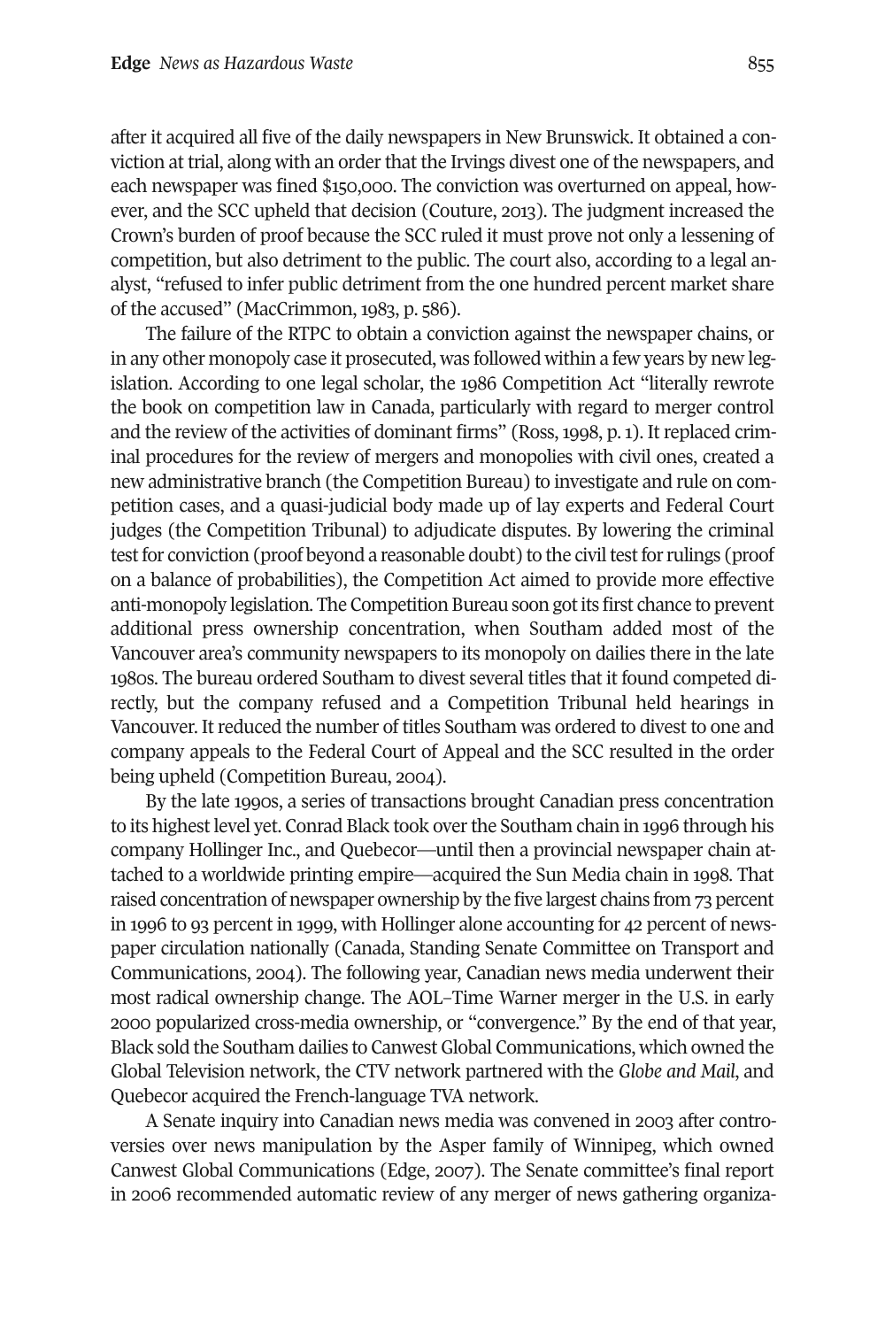after it acquired all five of the daily newspapers in New Brunswick. It obtained a conviction at trial, along with an order that the Irvings divest one of the newspapers, and each newspaper was fined $150,000. The conviction was overturned on appeal, however, and the SCC upheld that decision (Couture, 2013). The judgment increased the Crown's burden of proof because the SCC ruled it must prove not only a lessening of competition, but also detriment to the public. The court also, according to a legal analyst, "refused to infer public detriment from the one hundred percent market share of the accused" (MacCrimmon, 1983, p. 586).

The failure of the RTPC to obtain a conviction against the newspaper chains, or in any other monopoly case it prosecuted, was followed within a few years by new legislation. According to one legal scholar, the 1986 Competition Act "literally rewrote the book on competition law in Canada, particularly with regard to merger control and the review of the activities of dominant firms" (Ross, 1998, p. 1). It replaced criminal procedures for the review of mergers and monopolies with civil ones, created a new administrative branch (the Competition Bureau) to investigate and rule on competition cases, and a quasi-judicial body made up of lay experts and Federal Court judges (the Competition Tribunal) to adjudicate disputes. By lowering the criminal test for conviction (proof beyond a reasonable doubt) to the civil test for rulings (proof on a balance of probabilities), the Competition Act aimed to provide more effective anti-monopoly legislation. The Competition Bureau soon got its first chance to prevent additional press ownership concentration, when Southam added most of the Vancouver area's community newspapers to its monopoly on dailies there in the late 1980s. The bureau ordered Southam to divest several titles that it found competed directly, but the company refused and a Competition Tribunal held hearings in Vancouver. It reduced the number of titles Southam was ordered to divest to one and company appeals to the Federal Court of Appeal and the SCC resulted in the order being upheld (Competition Bureau, 2004).

By the late 1990s, a series of transactions brought Canadian press concentration to its highest level yet. Conrad Black took over the Southam chain in 1996 through his company Hollinger Inc., and Quebecor—until then a provincial newspaper chain attached to a worldwide printing empire—acquired the Sun Media chain in 1998. That raised concentration of newspaper ownership by the five largest chains from 73 percent in 1996 to 93 percent in 1999, with Hollinger alone accounting for 42 percent of newspaper circulation nationally (Canada, Standing Senate Committee on Transport and Communications, 2004). The following year, Canadian news media underwent their most radical ownership change. The AOL–Time Warner merger in the U.S. in early 2000 popularized cross-media ownership, or "convergence." By the end of that year, Black sold the Southam dailies to Canwest Global Communications, which owned the Global Television network, the CTV network partnered with the *Globe and Mail*, and Quebecor acquired the French-language TVA network.

A Senate inquiry into Canadian news media was convened in 2003 after controversies over news manipulation by the Asper family of Winnipeg, which owned Canwest Global Communications (Edge, 2007). The Senate committee's final report in 2006 recommended automatic review of any merger of news gathering organiza-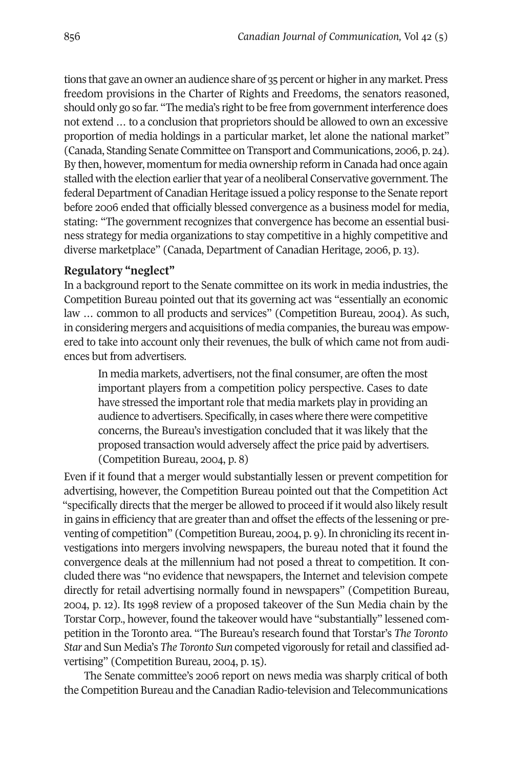tions that gave an owner an audience share of 35 percent or higher in any market. Press freedom provisions in the Charter of Rights and Freedoms, the senators reasoned, should only go so far. "The media's right to be free from government interference does not extend … to a conclusion that proprietors should be allowed to own an excessive proportion of media holdings in a particular market, let alone the national market" (Canada, Standing Senate Committee on Transport and Communications, 2006, p. 24). By then, however, momentum for media ownership reform in Canada had once again stalled with the election earlier that year of a neoliberal Conservative government. The federal Department of Canadian Heritage issued a policy response to the Senate report before 2006 ended that officially blessed convergence as a business model for media, stating: "The government recognizes that convergence has become an essential business strategy for media organizations to stay competitive in a highly competitive and diverse marketplace" (Canada, Department of Canadian Heritage, 2006, p. 13).

## Regulatory "neglect"

In a background report to the Senate committee on its work in media industries, the Competition Bureau pointed out that its governing act was "essentially an economic law … common to all products and services" (Competition Bureau, 2004). As such, in considering mergers and acquisitions of media companies, the bureau was empowered to take into account only their revenues, the bulk of which came not from audiences but from advertisers.

> In media markets, advertisers, not the final consumer, are often the most important players from a competition policy perspective. Cases to date have stressed the important role that media markets play in providing an audience to advertisers. Specifically, in cases where there were competitive concerns, the Bureau's investigation concluded that it was likely that the proposed transaction would adversely affect the price paid by advertisers. (Competition Bureau, 2004, p. 8)

Even if it found that a merger would substantially lessen or prevent competition for advertising, however, the Competition Bureau pointed out that the Competition Act "specifically directs that the merger be allowed to proceed if it would also likely result in gains in efficiency that are greater than and offset the effects of the lessening or preventing of competition" (Competition Bureau, 2004, p. 9). In chronicling its recent investigations into mergers involving newspapers, the bureau noted that it found the convergence deals at the millennium had not posed a threat to competition. It concluded there was "no evidence that newspapers, the Internet and television compete directly for retail advertising normally found in newspapers" (Competition Bureau, 2004, p. 12). Its 1998 review of a proposed takeover of the Sun Media chain by the Torstar Corp., however, found the takeover would have "substantially" lessened competition in the Toronto area. "The Bureau's research found that Torstar's *The Toronto Star* and Sun Media's *The Toronto Sun* competed vigorously for retail and classified advertising" (Competition Bureau, 2004, p. 15).

The Senate committee's 2006 report on news media was sharply critical of both the Competition Bureau and the Canadian Radio-television and Telecommunications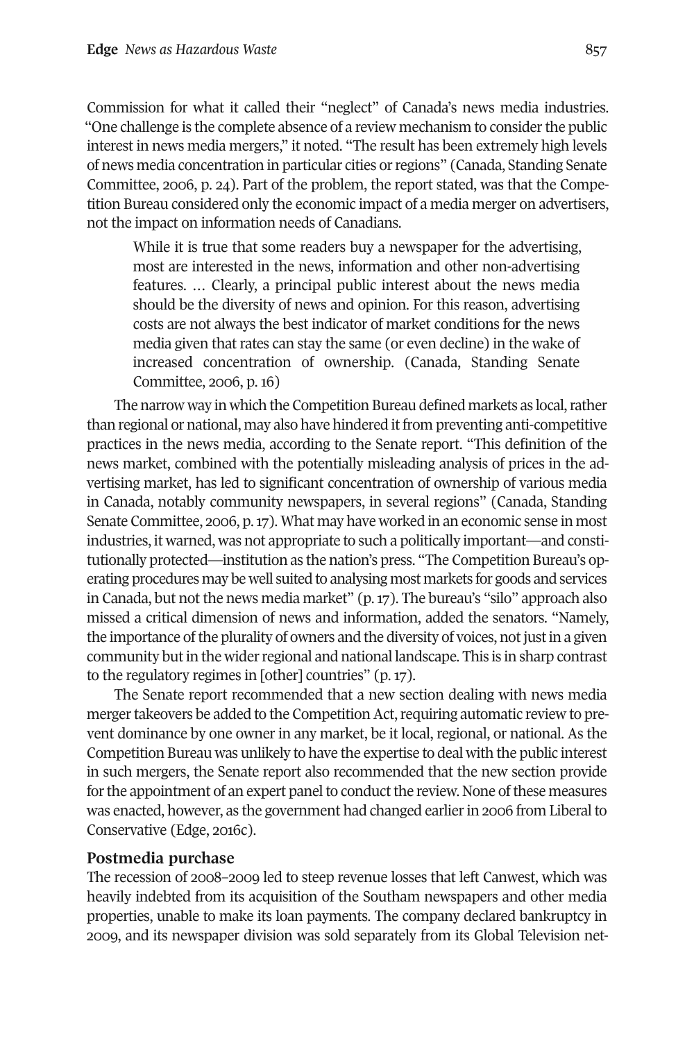Commission for what it called their "neglect" of Canada's news media industries. "One challenge is the complete absence of a review mechanism to consider the public interest in news media mergers," it noted. "The result has been extremely high levels of news media concentration in particular cities or regions" (Canada, Standing Senate Committee, 2006, p. 24). Part of the problem, the report stated, was that the Competition Bureau considered only the economic impact of a media merger on advertisers, not the impact on information needs of Canadians.

> While it is true that some readers buy a newspaper for the advertising, most are interested in the news, information and other non-advertising features. … Clearly, a principal public interest about the news media should be the diversity of news and opinion. For this reason, advertising costs are not always the best indicator of market conditions for the news media given that rates can stay the same (or even decline) in the wake of increased concentration of ownership. (Canada, Standing Senate Committee, 2006, p. 16)

The narrow way in which the Competition Bureau defined markets as local, rather than regional or national, may also have hindered it from preventing anti-competitive practices in the news media, according to the Senate report. "This definition of the news market, combined with the potentially misleading analysis of prices in the advertising market, has led to significant concentration of ownership of various media in Canada, notably community newspapers, in several regions" (Canada, Standing Senate Committee, 2006, p. 17). What may have worked in an economic sense in most industries, it warned, was not appropriate to such a politically important—and constitutionally protected—institution as the nation's press. "The Competition Bureau's operating procedures may be well suited to analysing most markets for goods and services in Canada, but not the news media market" (p. 17). The bureau's "silo" approach also missed a critical dimension of news and information, added the senators. "Namely, the importance of the plurality of owners and the diversity of voices, not just in a given community but in the wider regional and national landscape. This is in sharp contrast to the regulatory regimes in [other] countries" (p. 17).

The Senate report recommended that a new section dealing with news media merger takeovers be added to the Competition Act, requiring automatic review to prevent dominance by one owner in any market, be it local, regional, or national. As the Competition Bureau was unlikely to have the expertise to deal with the public interest in such mergers, the Senate report also recommended that the new section provide for the appointment of an expert panel to conduct the review. None of these measures was enacted, however, as the government had changed earlier in 2006 from Liberal to Conservative (Edge, 2016c).

## Postmedia purchase

The recession of 2008–2009 led to steep revenue losses that left Canwest, which was heavily indebted from its acquisition of the Southam newspapers and other media properties, unable to make its loan payments. The company declared bankruptcy in 2009, and its newspaper division was sold separately from its Global Television net-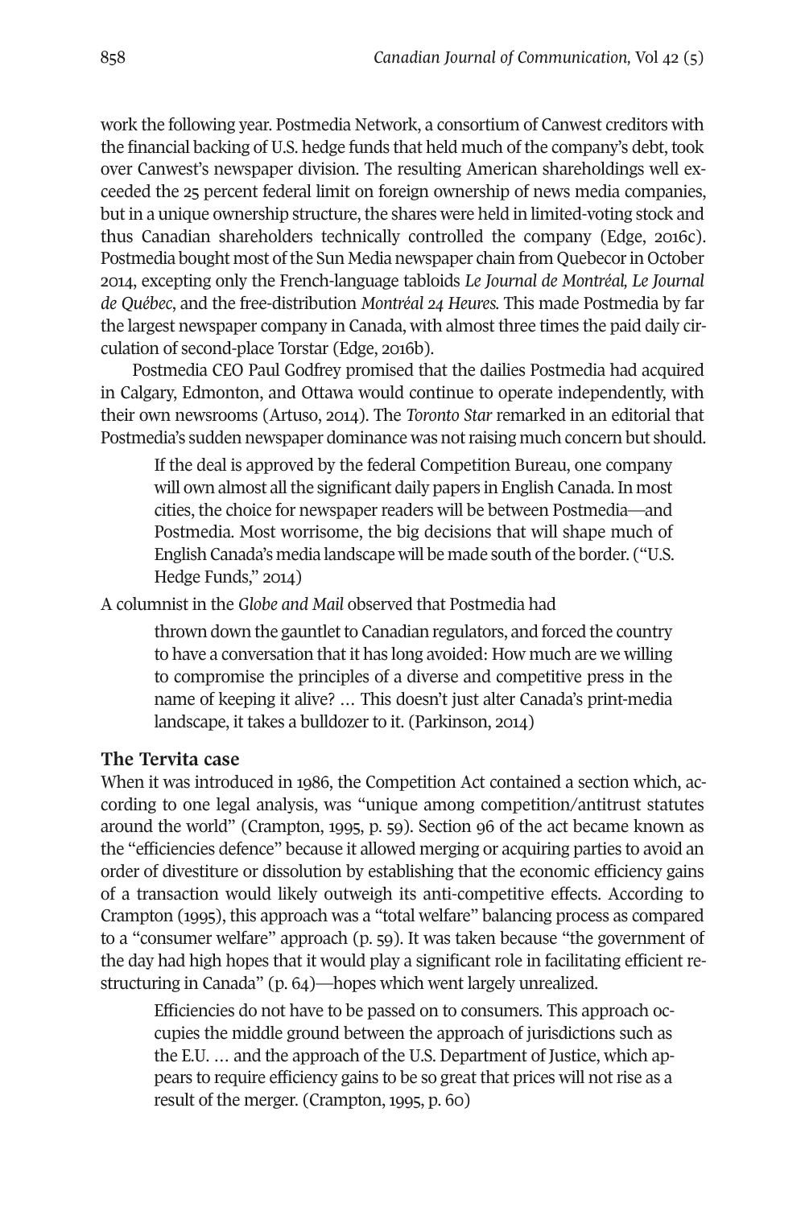work the following year. Postmedia Network, a consortium of Canwest creditors with the financial backing of U.S. hedge funds that held much of the company's debt, took over Canwest's newspaper division. The resulting American shareholdings well exceeded the 25 percent federal limit on foreign ownership of news media companies, but in a unique ownership structure, the shares were held in limited-voting stock and thus Canadian shareholders technically controlled the company (Edge, 2016c). Postmedia bought most of the Sun Media newspaper chain from Quebecor in October 2014, excepting only the French-language tabloids *Le Journal de Montréal, Le Journal de Québec*, and the free-distribution *Montréal 24 Heures.* This made Postmedia by far the largest newspaper company in Canada, with almost three times the paid daily circulation of second-place Torstar (Edge, 2016b).

Postmedia CEO Paul Godfrey promised that the dailies Postmedia had acquired in Calgary, Edmonton, and Ottawa would continue to operate independently, with their own newsrooms (Artuso, 2014). The *Toronto Star* remarked in an editorial that Postmedia's sudden newspaper dominance was not raising much concern but should.

> If the deal is approved by the federal Competition Bureau, one company will own almost all the significant daily papers in English Canada. In most cities, the choice for newspaper readers will be between Postmedia—and Postmedia. Most worrisome, the big decisions that will shape much of English Canada's media landscape will be made south of the border. ("U.S. Hedge Funds," 2014)

A columnist in the *Globe and Mail* observed that Postmedia had

> thrown down the gauntlet to Canadian regulators, and forced the country to have a conversation that it has long avoided: How much are we willing to compromise the principles of a diverse and competitive press in the name of keeping it alive? … This doesn't just alter Canada's print-media landscape, it takes a bulldozer to it. (Parkinson, 2014)

## The Tervita case

When it was introduced in 1986, the Competition Act contained a section which, according to one legal analysis, was "unique among competition/antitrust statutes around the world" (Crampton, 1995, p. 59). Section 96 of the act became known as the "efficiencies defence" because it allowed merging or acquiring parties to avoid an order of divestiture or dissolution by establishing that the economic efficiency gains of a transaction would likely outweigh its anti-competitive effects. According to Crampton (1995), this approach was a "total welfare" balancing process as compared to a "consumer welfare" approach (p. 59). It was taken because "the government of the day had high hopes that it would play a significant role in facilitating efficient restructuring in Canada" (p. 64)—hopes which went largely unrealized.

> Efficiencies do not have to be passed on to consumers. This approach occupies the middle ground between the approach of jurisdictions such as the E.U. … and the approach of the U.S. Department of Justice, which appears to require efficiency gains to be so great that prices will not rise as a result of the merger. (Crampton, 1995, p. 60)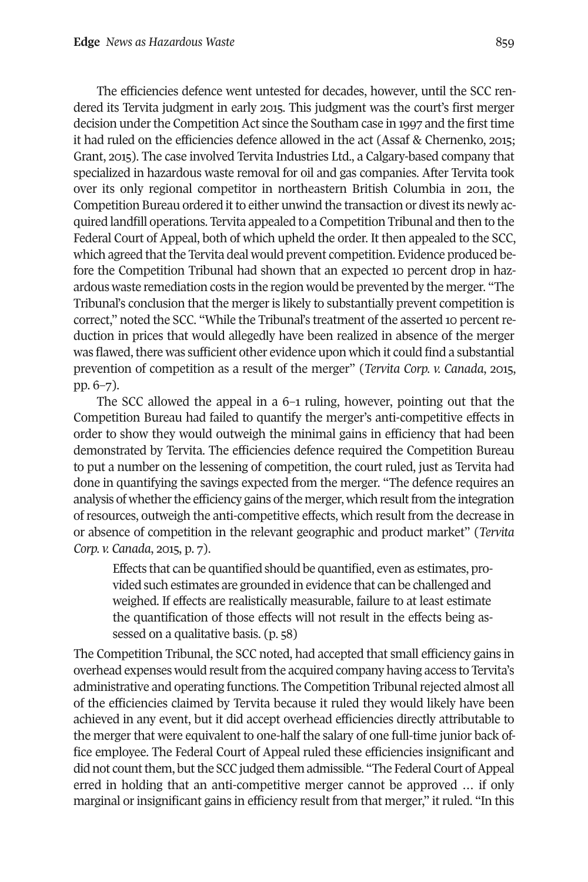The efficiencies defence went untested for decades, however, until the SCC rendered its Tervita judgment in early 2015. This judgment was the court's first merger decision under the Competition Act since the Southam case in 1997 and the first time it had ruled on the efficiencies defence allowed in the act (Assaf & Chernenko, 2015; Grant, 2015). The case involved Tervita Industries Ltd., a Calgary-based company that specialized in hazardous waste removal for oil and gas companies. After Tervita took over its only regional competitor in northeastern British Columbia in 2011, the Competition Bureau ordered it to either unwind the transaction or divest its newly acquired landfill operations. Tervita appealed to a Competition Tribunal and then to the Federal Court of Appeal, both of which upheld the order. It then appealed to the SCC, which agreed that the Tervita deal would prevent competition. Evidence produced before the Competition Tribunal had shown that an expected 10 percent drop in hazardous waste remediation costs in the region would be prevented by the merger. "The Tribunal's conclusion that the merger is likely to substantially prevent competition is correct," noted the SCC. "While the Tribunal's treatment of the asserted 10 percent reduction in prices that would allegedly have been realized in absence of the merger was flawed, there was sufficient other evidence upon which it could find a substantial prevention of competition as a result of the merger" (*Tervita Corp. v. Canada*, 2015, pp. 6–7).

The SCC allowed the appeal in a 6–1 ruling, however, pointing out that the Competition Bureau had failed to quantify the merger's anti-competitive effects in order to show they would outweigh the minimal gains in efficiency that had been demonstrated by Tervita. The efficiencies defence required the Competition Bureau to put a number on the lessening of competition, the court ruled, just as Tervita had done in quantifying the savings expected from the merger. "The defence requires an analysis of whether the efficiency gains of the merger, which result from the integration of resources, outweigh the anti-competitive effects, which result from the decrease in or absence of competition in the relevant geographic and product market" (*Tervita Corp. v. Canada*, 2015, p. 7).

> Effects that can be quantified should be quantified, even as estimates, provided such estimates are grounded in evidence that can be challenged and weighed. If effects are realistically measurable, failure to at least estimate the quantification of those effects will not result in the effects being assessed on a qualitative basis. (p. 58)

The Competition Tribunal, the SCC noted, had accepted that small efficiency gains in overhead expenses would result from the acquired company having access to Tervita's administrative and operating functions. The Competition Tribunal rejected almost all of the efficiencies claimed by Tervita because it ruled they would likely have been achieved in any event, but it did accept overhead efficiencies directly attributable to the merger that were equivalent to one-half the salary of one full-time junior back office employee. The Federal Court of Appeal ruled these efficiencies insignificant and did not count them, but the SCC judged them admissible. "The Federal Court of Appeal erred in holding that an anti-competitive merger cannot be approved … if only marginal or insignificant gains in efficiency result from that merger," it ruled. "In this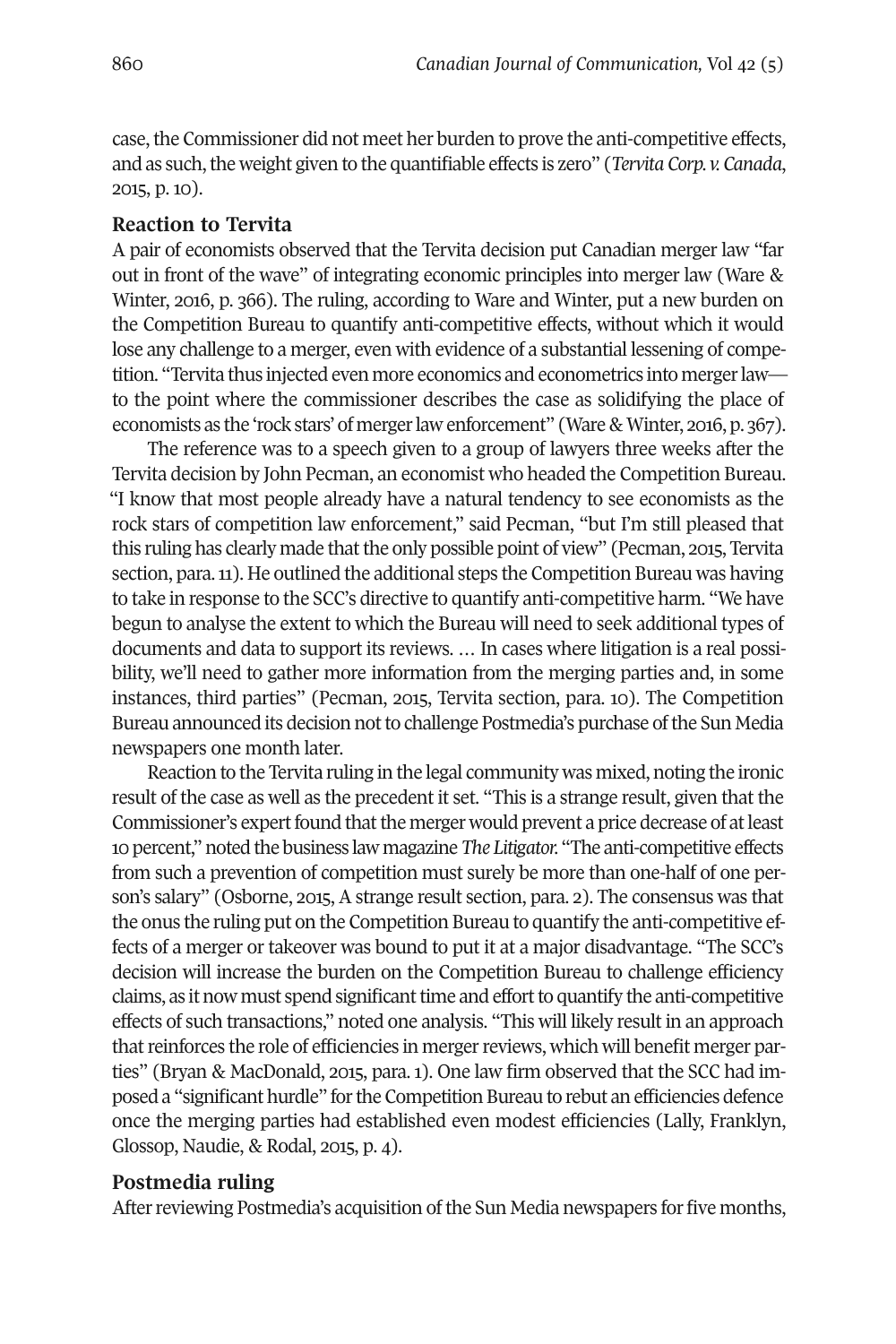case, the Commissioner did not meet her burden to prove the anti-competitive effects, and as such, the weight given to the quantifiable effects is zero" (*Tervita Corp. v. Canada*, 2015, p. 10).

### Reaction to Tervita

A pair of economists observed that the Tervita decision put Canadian merger law "far out in front of the wave" of integrating economic principles into merger law (Ware & Winter, 2016, p. 366). The ruling, according to Ware and Winter, put a new burden on the Competition Bureau to quantify anti-competitive effects, without which it would lose any challenge to a merger, even with evidence of a substantial lessening of competition. "Tervita thus injected even more economics and econometrics into merger law—to the point where the commissioner describes the case as solidifying the place of economists as the 'rock stars' of merger law enforcement" (Ware & Winter, 2016, p. 367).

The reference was to a speech given to a group of lawyers three weeks after the Tervita decision by John Pecman, an economist who headed the Competition Bureau. "I know that most people already have a natural tendency to see economists as the rock stars of competition law enforcement," said Pecman, "but I'm still pleased that this ruling has clearly made that the only possible point of view" (Pecman, 2015, Tervita section, para. 11). He outlined the additional steps the Competition Bureau was having to take in response to the SCC's directive to quantify anti-competitive harm. "We have begun to analyse the extent to which the Bureau will need to seek additional types of documents and data to support its reviews. … In cases where litigation is a real possibility, we'll need to gather more information from the merging parties and, in some instances, third parties" (Pecman, 2015, Tervita section, para. 10). The Competition Bureau announced its decision not to challenge Postmedia's purchase of the Sun Media newspapers one month later.

Reaction to the Tervita ruling in the legal community was mixed, noting the ironic result of the case as well as the precedent it set. "This is a strange result, given that the Commissioner's expert found that the merger would prevent a price decrease of at least 10 percent," noted the business law magazine *The Litigator*. "The anti-competitive effects from such a prevention of competition must surely be more than one-half of one person's salary" (Osborne, 2015, A strange result section, para. 2). The consensus was that the onus the ruling put on the Competition Bureau to quantify the anti-competitive effects of a merger or takeover was bound to put it at a major disadvantage. "The SCC's decision will increase the burden on the Competition Bureau to challenge efficiency claims, as it now must spend significant time and effort to quantify the anti-competitive effects of such transactions," noted one analysis. "This will likely result in an approach that reinforces the role of efficiencies in merger reviews, which will benefit merger parties" (Bryan & MacDonald, 2015, para. 1). One law firm observed that the SCC had imposed a "significant hurdle" for the Competition Bureau to rebut an efficiencies defence once the merging parties had established even modest efficiencies (Lally, Franklyn, Glossop, Naudie, & Rodal, 2015, p. 4).

### Postmedia ruling

After reviewing Postmedia's acquisition of the Sun Media newspapers for five months,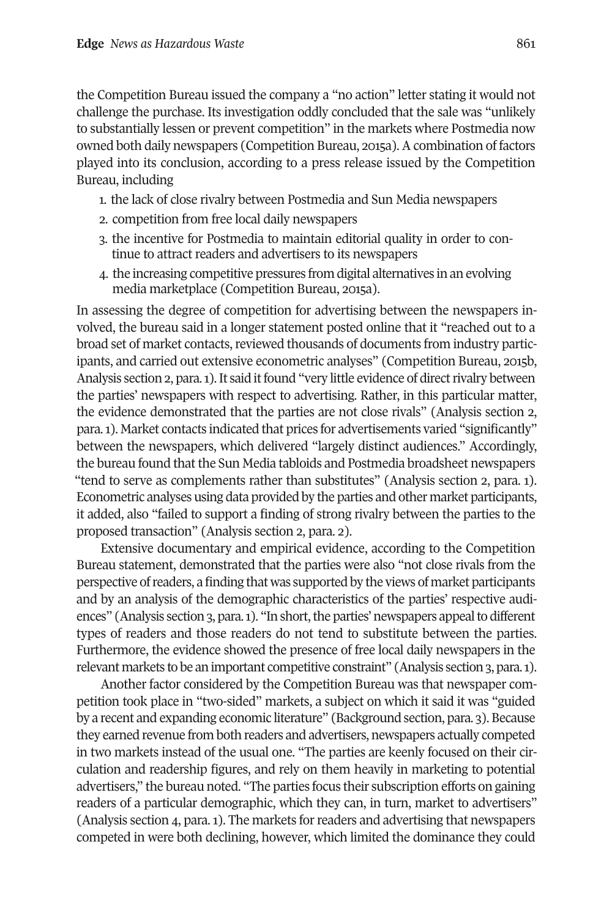the Competition Bureau issued the company a "no action" letter stating it would not challenge the purchase. Its investigation oddly concluded that the sale was "unlikely to substantially lessen or prevent competition" in the markets where Postmedia now owned both daily newspapers (Competition Bureau, 2015a). A combination of factors played into its conclusion, according to a press release issued by the Competition Bureau, including

1. the lack of close rivalry between Postmedia and Sun Media newspapers
2. competition from free local daily newspapers
3. the incentive for Postmedia to maintain editorial quality in order to continue to attract readers and advertisers to its newspapers
4. the increasing competitive pressures from digital alternatives in an evolving media marketplace (Competition Bureau, 2015a).

In assessing the degree of competition for advertising between the newspapers involved, the bureau said in a longer statement posted online that it "reached out to a broad set of market contacts, reviewed thousands of documents from industry participants, and carried out extensive econometric analyses" (Competition Bureau, 2015b, Analysis section 2, para. 1). It said it found "very little evidence of direct rivalry between the parties' newspapers with respect to advertising. Rather, in this particular matter, the evidence demonstrated that the parties are not close rivals" (Analysis section 2, para. 1). Market contacts indicated that prices for advertisements varied "significantly" between the newspapers, which delivered "largely distinct audiences." Accordingly, the bureau found that the Sun Media tabloids and Postmedia broadsheet newspapers "tend to serve as complements rather than substitutes" (Analysis section 2, para. 1). Econometric analyses using data provided by the parties and other market participants, it added, also "failed to support a finding of strong rivalry between the parties to the proposed transaction" (Analysis section 2, para. 2).

Extensive documentary and empirical evidence, according to the Competition Bureau statement, demonstrated that the parties were also "not close rivals from the perspective of readers, a finding that was supported by the views of market participants and by an analysis of the demographic characteristics of the parties' respective audiences" (Analysis section 3, para. 1). "In short, the parties' newspapers appeal to different types of readers and those readers do not tend to substitute between the parties. Furthermore, the evidence showed the presence of free local daily newspapers in the relevant markets to be an important competitive constraint" (Analysis section 3, para. 1).

Another factor considered by the Competition Bureau was that newspaper competition took place in "two-sided" markets, a subject on which it said it was "guided by a recent and expanding economic literature" (Background section, para. 3). Because they earned revenue from both readers and advertisers, newspapers actually competed in two markets instead of the usual one. "The parties are keenly focused on their circulation and readership figures, and rely on them heavily in marketing to potential advertisers," the bureau noted. "The parties focus their subscription efforts on gaining readers of a particular demographic, which they can, in turn, market to advertisers" (Analysis section 4, para. 1). The markets for readers and advertising that newspapers competed in were both declining, however, which limited the dominance they could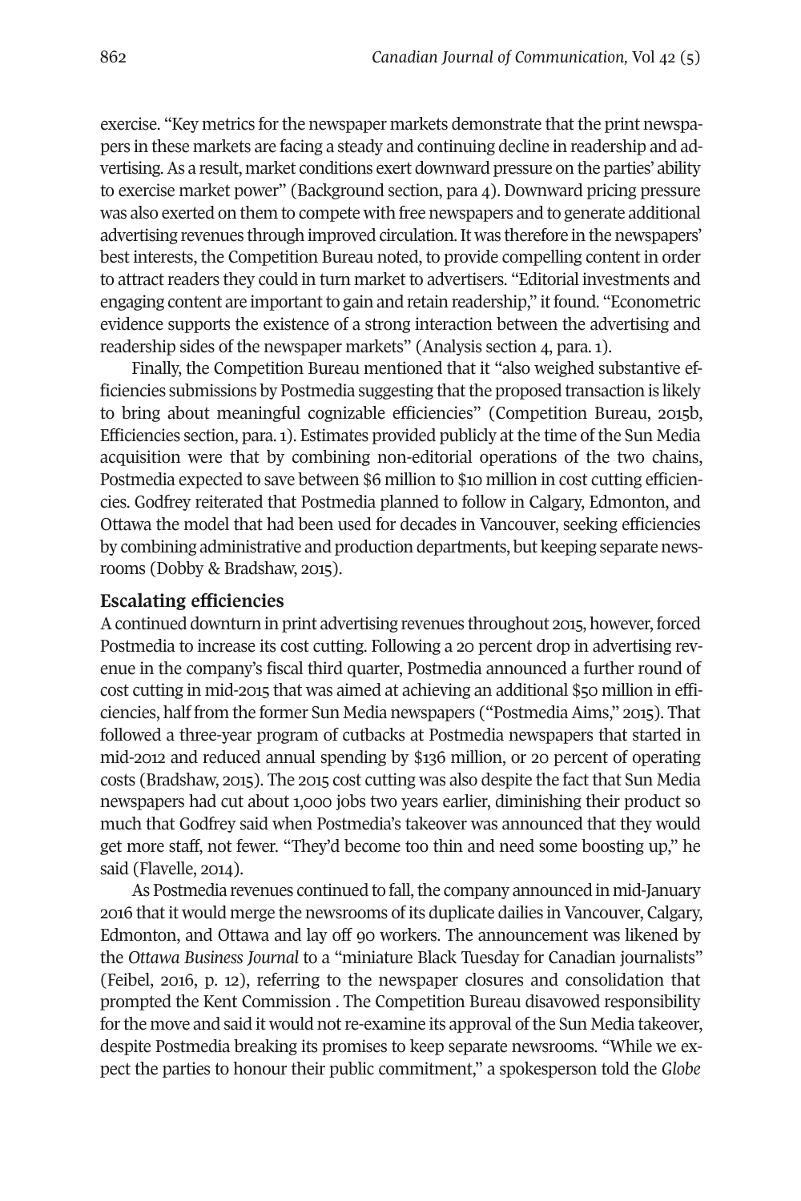exercise. "Key metrics for the newspaper markets demonstrate that the print newspapers in these markets are facing a steady and continuing decline in readership and advertising. As a result, market conditions exert downward pressure on the parties' ability to exercise market power" (Background section, para 4). Downward pricing pressure was also exerted on them to compete with free newspapers and to generate additional advertising revenues through improved circulation. It was therefore in the newspapers' best interests, the Competition Bureau noted, to provide compelling content in order to attract readers they could in turn market to advertisers. "Editorial investments and engaging content are important to gain and retain readership," it found. "Econometric evidence supports the existence of a strong interaction between the advertising and readership sides of the newspaper markets" (Analysis section 4, para. 1).

Finally, the Competition Bureau mentioned that it "also weighed substantive efficiencies submissions by Postmedia suggesting that the proposed transaction is likely to bring about meaningful cognizable efficiencies" (Competition Bureau, 2015b, Efficiencies section, para. 1). Estimates provided publicly at the time of the Sun Media acquisition were that by combining non-editorial operations of the two chains, Postmedia expected to save between $6 million to $10 million in cost cutting efficiencies. Godfrey reiterated that Postmedia planned to follow in Calgary, Edmonton, and Ottawa the model that had been used for decades in Vancouver, seeking efficiencies by combining administrative and production departments, but keeping separate newsrooms (Dobby & Bradshaw, 2015).

## Escalating efficiencies

A continued downturn in print advertising revenues throughout 2015, however, forced Postmedia to increase its cost cutting. Following a 20 percent drop in advertising revenue in the company's fiscal third quarter, Postmedia announced a further round of cost cutting in mid-2015 that was aimed at achieving an additional $50 million in efficiencies, half from the former Sun Media newspapers ("Postmedia Aims," 2015). That followed a three-year program of cutbacks at Postmedia newspapers that started in mid-2012 and reduced annual spending by $136 million, or 20 percent of operating costs (Bradshaw, 2015). The 2015 cost cutting was also despite the fact that Sun Media newspapers had cut about 1,000 jobs two years earlier, diminishing their product so much that Godfrey said when Postmedia's takeover was announced that they would get more staff, not fewer. "They'd become too thin and need some boosting up," he said (Flavelle, 2014).

As Postmedia revenues continued to fall, the company announced in mid-January 2016 that it would merge the newsrooms of its duplicate dailies in Vancouver, Calgary, Edmonton, and Ottawa and lay off 90 workers. The announcement was likened by the *Ottawa Business Journal* to a "miniature Black Tuesday for Canadian journalists" (Feibel, 2016, p. 12), referring to the newspaper closures and consolidation that prompted the Kent Commission . The Competition Bureau disavowed responsibility for the move and said it would not re-examine its approval of the Sun Media takeover, despite Postmedia breaking its promises to keep separate newsrooms. "While we expect the parties to honour their public commitment," a spokesperson told the *Globe*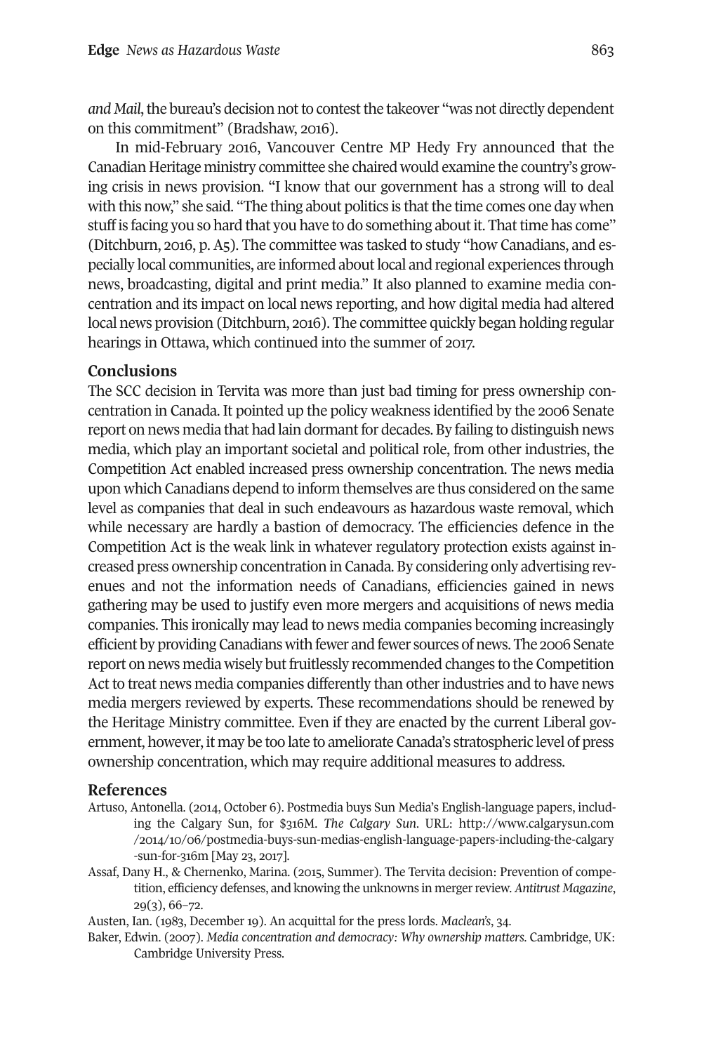*and Mail*, the bureau's decision not to contest the takeover "was not directly dependent on this commitment" (Bradshaw, 2016).

In mid-February 2016, Vancouver Centre MP Hedy Fry announced that the Canadian Heritage ministry committee she chaired would examine the country's growing crisis in news provision. "I know that our government has a strong will to deal with this now," she said. "The thing about politics is that the time comes one day when stuff is facing you so hard that you have to do something about it. That time has come" (Ditchburn, 2016, p. A5). The committee was tasked to study "how Canadians, and especially local communities, are informed about local and regional experiences through news, broadcasting, digital and print media." It also planned to examine media concentration and its impact on local news reporting, and how digital media had altered local news provision (Ditchburn, 2016). The committee quickly began holding regular hearings in Ottawa, which continued into the summer of 2017.

## Conclusions

The SCC decision in Tervita was more than just bad timing for press ownership concentration in Canada. It pointed up the policy weakness identified by the 2006 Senate report on news media that had lain dormant for decades. By failing to distinguish news media, which play an important societal and political role, from other industries, the Competition Act enabled increased press ownership concentration. The news media upon which Canadians depend to inform themselves are thus considered on the same level as companies that deal in such endeavours as hazardous waste removal, which while necessary are hardly a bastion of democracy. The efficiencies defence in the Competition Act is the weak link in whatever regulatory protection exists against increased press ownership concentration in Canada. By considering only advertising revenues and not the information needs of Canadians, efficiencies gained in news gathering may be used to justify even more mergers and acquisitions of news media companies. This ironically may lead to news media companies becoming increasingly efficient by providing Canadians with fewer and fewer sources of news. The 2006 Senate report on news media wisely but fruitlessly recommended changes to the Competition Act to treat news media companies differently than other industries and to have news media mergers reviewed by experts. These recommendations should be renewed by the Heritage Ministry committee. Even if they are enacted by the current Liberal government, however, it may be too late to ameliorate Canada's stratospheric level of press ownership concentration, which may require additional measures to address.

## References

Artuso, Antonella. (2014, October 6). Postmedia buys Sun Media's English-language papers, including the Calgary Sun, for $316M. *The Calgary Sun*. URL: http://www.calgarysun.com/2014/10/06/postmedia-buys-sun-medias-english-language-papers-including-the-calgary-sun-for-316m [May 23, 2017].

Assaf, Dany H., & Chernenko, Marina. (2015, Summer). The Tervita decision: Prevention of competition, efficiency defenses, and knowing the unknowns in merger review. *Antitrust Magazine*, 29(3), 66–72.

Austen, Ian. (1983, December 19). An acquittal for the press lords. *Maclean's*, 34.

Baker, Edwin. (2007). *Media concentration and democracy: Why ownership matters.* Cambridge, UK: Cambridge University Press.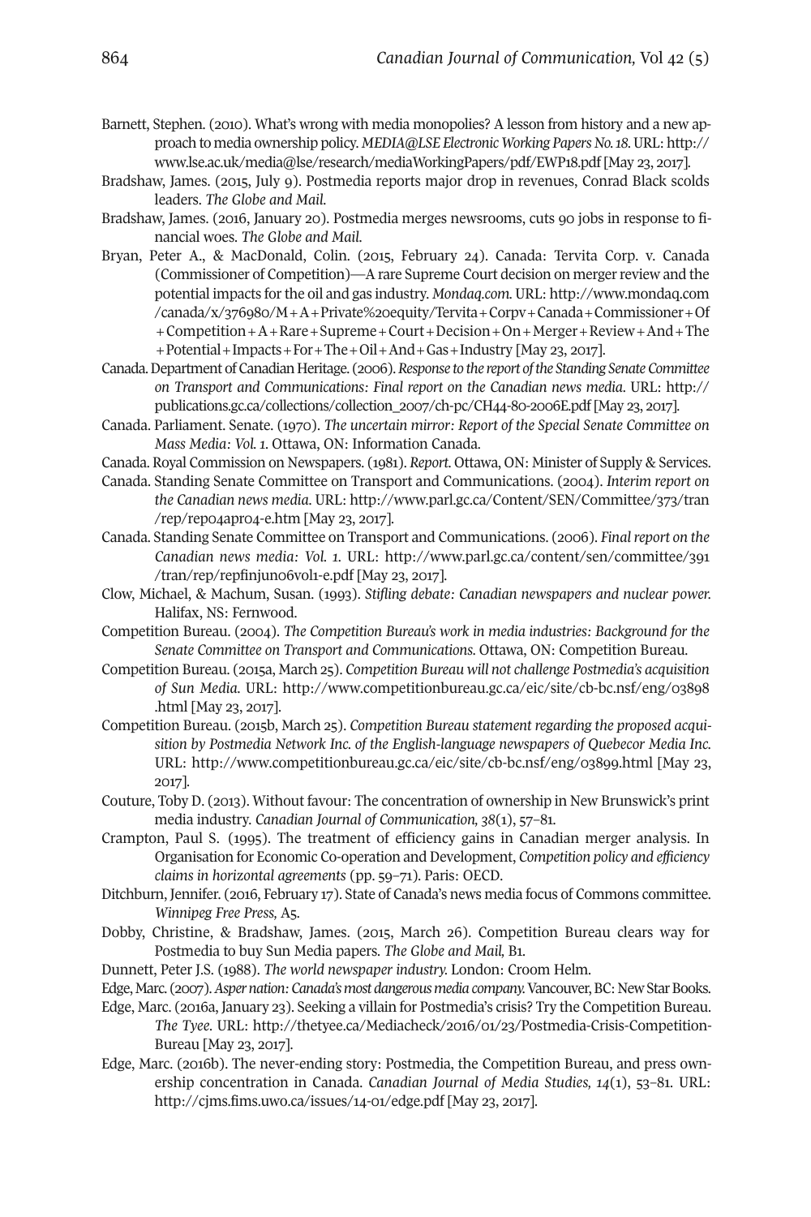Barnett, Stephen. (2010). What's wrong with media monopolies? A lesson from history and a new approach to media ownership policy. *MEDIA@LSE Electronic Working Papers No. 18.* URL: http://www.lse.ac.uk/media@lse/research/mediaWorkingPapers/pdf/EWP18.pdf [May 23, 2017].

Bradshaw, James. (2015, July 9). Postmedia reports major drop in revenues, Conrad Black scolds leaders. *The Globe and Mail.*

Bradshaw, James. (2016, January 20). Postmedia merges newsrooms, cuts 90 jobs in response to financial woes. *The Globe and Mail.*

Bryan, Peter A., & MacDonald, Colin. (2015, February 24). Canada: Tervita Corp. v. Canada (Commissioner of Competition)—A rare Supreme Court decision on merger review and the potential impacts for the oil and gas industry. *Mondaq.com.* URL: http://www.mondaq.com/canada/x/376980/M+A+Private%20equity/Tervita+Corpv+Canada+Commissioner+Of+Competition+A+Rare+Supreme+Court+Decision+On+Merger+Review+And+The+Potential+Impacts+For+The+Oil+And+Gas+Industry [May 23, 2017].

Canada. Department of Canadian Heritage. (2006). *Response to the report of the Standing Senate Committee on Transport and Communications: Final report on the Canadian news media.* URL: http://publications.gc.ca/collections/collection_2007/ch-pc/CH44-80-2006E.pdf [May 23, 2017].

Canada. Parliament. Senate. (1970). *The uncertain mirror: Report of the Special Senate Committee on Mass Media: Vol. 1.* Ottawa, ON: Information Canada.

Canada. Royal Commission on Newspapers. (1981). *Report.* Ottawa, ON: Minister of Supply & Services.

Canada. Standing Senate Committee on Transport and Communications. (2004). *Interim report on the Canadian news media.* URL: http://www.parl.gc.ca/Content/SEN/Committee/373/tran/rep/rep04apr04-e.htm [May 23, 2017].

Canada. Standing Senate Committee on Transport and Communications. (2006). *Final report on the Canadian news media: Vol. 1.* URL: http://www.parl.gc.ca/content/sen/committee/391/tran/rep/repfinjun06vol1-e.pdf [May 23, 2017].

Clow, Michael, & Machum, Susan. (1993). *Stifling debate: Canadian newspapers and nuclear power.* Halifax, NS: Fernwood.

Competition Bureau. (2004). *The Competition Bureau's work in media industries: Background for the Senate Committee on Transport and Communications.* Ottawa, ON: Competition Bureau.

Competition Bureau. (2015a, March 25). *Competition Bureau will not challenge Postmedia's acquisition of Sun Media.* URL: http://www.competitionbureau.gc.ca/eic/site/cb-bc.nsf/eng/03898.html [May 23, 2017].

Competition Bureau. (2015b, March 25). *Competition Bureau statement regarding the proposed acquisition by Postmedia Network Inc. of the English-language newspapers of Quebecor Media Inc.* URL: http://www.competitionbureau.gc.ca/eic/site/cb-bc.nsf/eng/03899.html [May 23, 2017].

Couture, Toby D. (2013). Without favour: The concentration of ownership in New Brunswick's print media industry. *Canadian Journal of Communication, 38*(1), 57–81.

Crampton, Paul S. (1995). The treatment of efficiency gains in Canadian merger analysis. In Organisation for Economic Co-operation and Development, *Competition policy and efficiency claims in horizontal agreements* (pp. 59–71). Paris: OECD.

Ditchburn, Jennifer. (2016, February 17). State of Canada's news media focus of Commons committee. *Winnipeg Free Press,* A5.

Dobby, Christine, & Bradshaw, James. (2015, March 26). Competition Bureau clears way for Postmedia to buy Sun Media papers. *The Globe and Mail,* B1.

Dunnett, Peter J.S. (1988). *The world newspaper industry.* London: Croom Helm.

Edge, Marc. (2007). *Asper nation: Canada's most dangerous media company.* Vancouver, BC: New Star Books.

Edge, Marc. (2016a, January 23). Seeking a villain for Postmedia's crisis? Try the Competition Bureau. *The Tyee.* URL: http://thetyee.ca/Mediacheck/2016/01/23/Postmedia-Crisis-Competition-Bureau [May 23, 2017].

Edge, Marc. (2016b). The never-ending story: Postmedia, the Competition Bureau, and press ownership concentration in Canada. *Canadian Journal of Media Studies, 14*(1), 53–81. URL: http://cjms.fims.uwo.ca/issues/14-01/edge.pdf [May 23, 2017].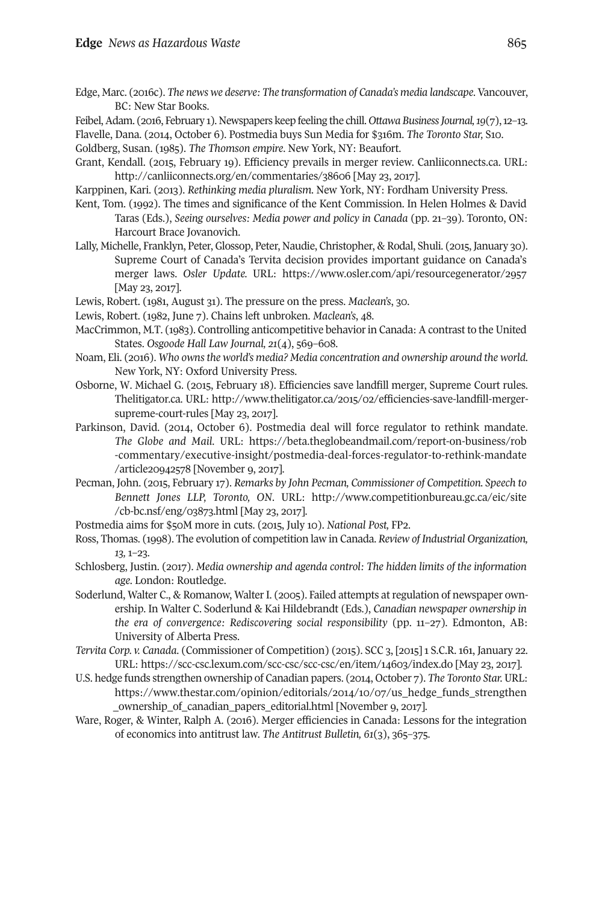Edge, Marc. (2016c). *The news we deserve: The transformation of Canada's media landscape*. Vancouver, BC: New Star Books.

Feibel, Adam. (2016, February 1). Newspapers keep feeling the chill. *Ottawa Business Journal, 19*(7), 12–13.

Flavelle, Dana. (2014, October 6). Postmedia buys Sun Media for $316m. *The Toronto Star,* S10.

Goldberg, Susan. (1985). *The Thomson empire*. New York, NY: Beaufort.

Grant, Kendall. (2015, February 19). Efficiency prevails in merger review. Canliiconnects.ca. URL: http://canliiconnects.org/en/commentaries/38606 [May 23, 2017].

Karppinen, Kari. (2013). *Rethinking media pluralism.* New York, NY: Fordham University Press.

Kent, Tom. (1992). The times and significance of the Kent Commission. In Helen Holmes & David Taras (Eds.), *Seeing ourselves: Media power and policy in Canada* (pp. 21–39). Toronto, ON: Harcourt Brace Jovanovich.

Lally, Michelle, Franklyn, Peter, Glossop, Peter, Naudie, Christopher, & Rodal, Shuli. (2015, January 30). Supreme Court of Canada's Tervita decision provides important guidance on Canada's merger laws. *Osler Update.* URL: https://www.osler.com/api/resourcegenerator/2957 [May 23, 2017].

Lewis, Robert. (1981, August 31). The pressure on the press. *Maclean's*, 30.

Lewis, Robert. (1982, June 7). Chains left unbroken. *Maclean's*, 48.

MacCrimmon, M.T. (1983). Controlling anticompetitive behavior in Canada: A contrast to the United States. *Osgoode Hall Law Journal, 21*(4), 569–608.

Noam, Eli. (2016). *Who owns the world's media? Media concentration and ownership around the world.* New York, NY: Oxford University Press.

Osborne, W. Michael G. (2015, February 18). Efficiencies save landfill merger, Supreme Court rules. Thelitigator.ca. URL: http://www.thelitigator.ca/2015/02/efficiencies-save-landfill-merger-supreme-court-rules [May 23, 2017].

Parkinson, David. (2014, October 6). Postmedia deal will force regulator to rethink mandate. *The Globe and Mail.* URL: https://beta.theglobeandmail.com/report-on-business/rob-commentary/executive-insight/postmedia-deal-forces-regulator-to-rethink-mandate/article20942578 [November 9, 2017].

Pecman, John. (2015, February 17). *Remarks by John Pecman, Commissioner of Competition. Speech to Bennett Jones LLP, Toronto, ON*. URL: http://www.competitionbureau.gc.ca/eic/site/cb-bc.nsf/eng/03873.html [May 23, 2017].

Postmedia aims for $50M more in cuts. (2015, July 10). *National Post,* FP2.

Ross, Thomas. (1998). The evolution of competition law in Canada. *Review of Industrial Organization, 13,* 1–23.

Schlosberg, Justin. (2017). *Media ownership and agenda control: The hidden limits of the information age.* London: Routledge.

Soderlund, Walter C., & Romanow, Walter I. (2005). Failed attempts at regulation of newspaper ownership. In Walter C. Soderlund & Kai Hildebrandt (Eds.), *Canadian newspaper ownership in the era of convergence: Rediscovering social responsibility* (pp. 11–27). Edmonton, AB: University of Alberta Press.

*Tervita Corp. v. Canada.* (Commissioner of Competition) (2015). SCC 3, [2015] 1 S.C.R. 161, January 22. URL: https://scc-csc.lexum.com/scc-csc/scc-csc/en/item/14603/index.do [May 23, 2017].

U.S. hedge funds strengthen ownership of Canadian papers. (2014, October 7). *The Toronto Star.* URL: https://www.thestar.com/opinion/editorials/2014/10/07/us_hedge_funds_strengthen_ownership_of_canadian_papers_editorial.html [November 9, 2017].

Ware, Roger, & Winter, Ralph A. (2016). Merger efficiencies in Canada: Lessons for the integration of economics into antitrust law. *The Antitrust Bulletin, 61*(3), 365–375.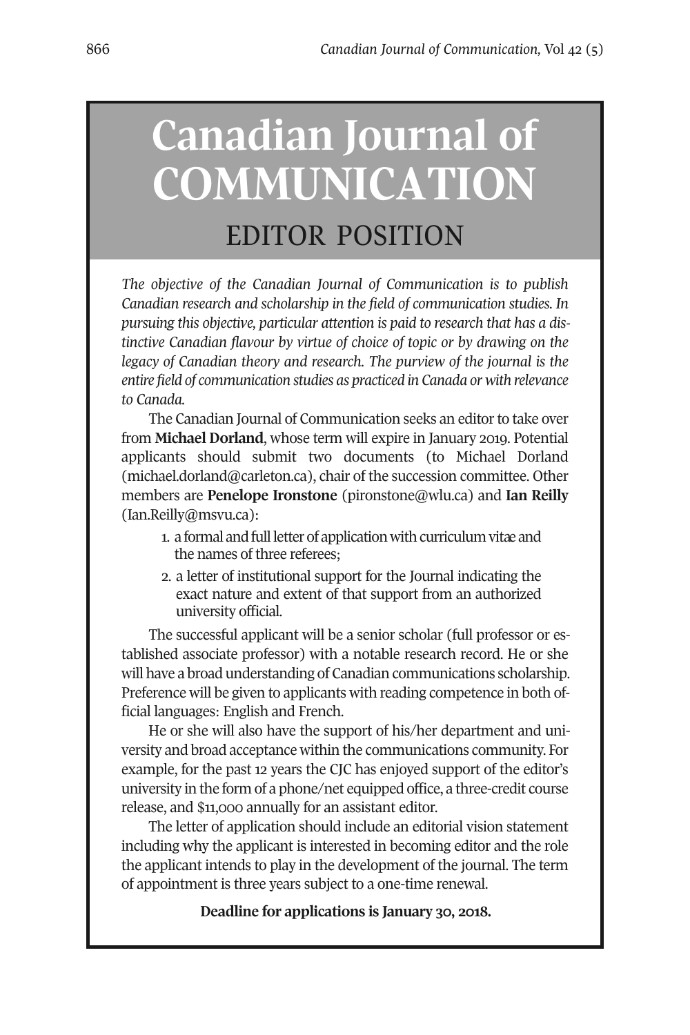# Canadian Journal of COMMUNICATION

## EDITOR POSITION

*The objective of the Canadian Journal of Communication is to publish Canadian research and scholarship in the field of communication studies. In pursuing this objective, particular attention is paid to research that has a distinctive Canadian flavour by virtue of choice of topic or by drawing on the legacy of Canadian theory and research. The purview of the journal is the entire field of communication studies as practiced in Canada or with relevance to Canada.*

The Canadian Journal of Communication seeks an editor to take over from **Michael Dorland**, whose term will expire in January 2019. Potential applicants should submit two documents (to Michael Dorland (michael.dorland@carleton.ca), chair of the succession committee. Other members are **Penelope Ironstone** (pironstone@wlu.ca) and **Ian Reilly** (Ian.Reilly@msvu.ca):

1. a formal and full letter of application with curriculum vitæ and the names of three referees;
2. a letter of institutional support for the Journal indicating the exact nature and extent of that support from an authorized university official.

The successful applicant will be a senior scholar (full professor or established associate professor) with a notable research record. He or she will have a broad understanding of Canadian communications scholarship. Preference will be given to applicants with reading competence in both official languages: English and French.

He or she will also have the support of his/her department and university and broad acceptance within the communications community. For example, for the past 12 years the CJC has enjoyed support of the editor's university in the form of a phone/net equipped office, a three-credit course release, and $11,000 annually for an assistant editor.

The letter of application should include an editorial vision statement including why the applicant is interested in becoming editor and the role the applicant intends to play in the development of the journal. The term of appointment is three years subject to a one-time renewal.

**Deadline for applications is January 30, 2018.**